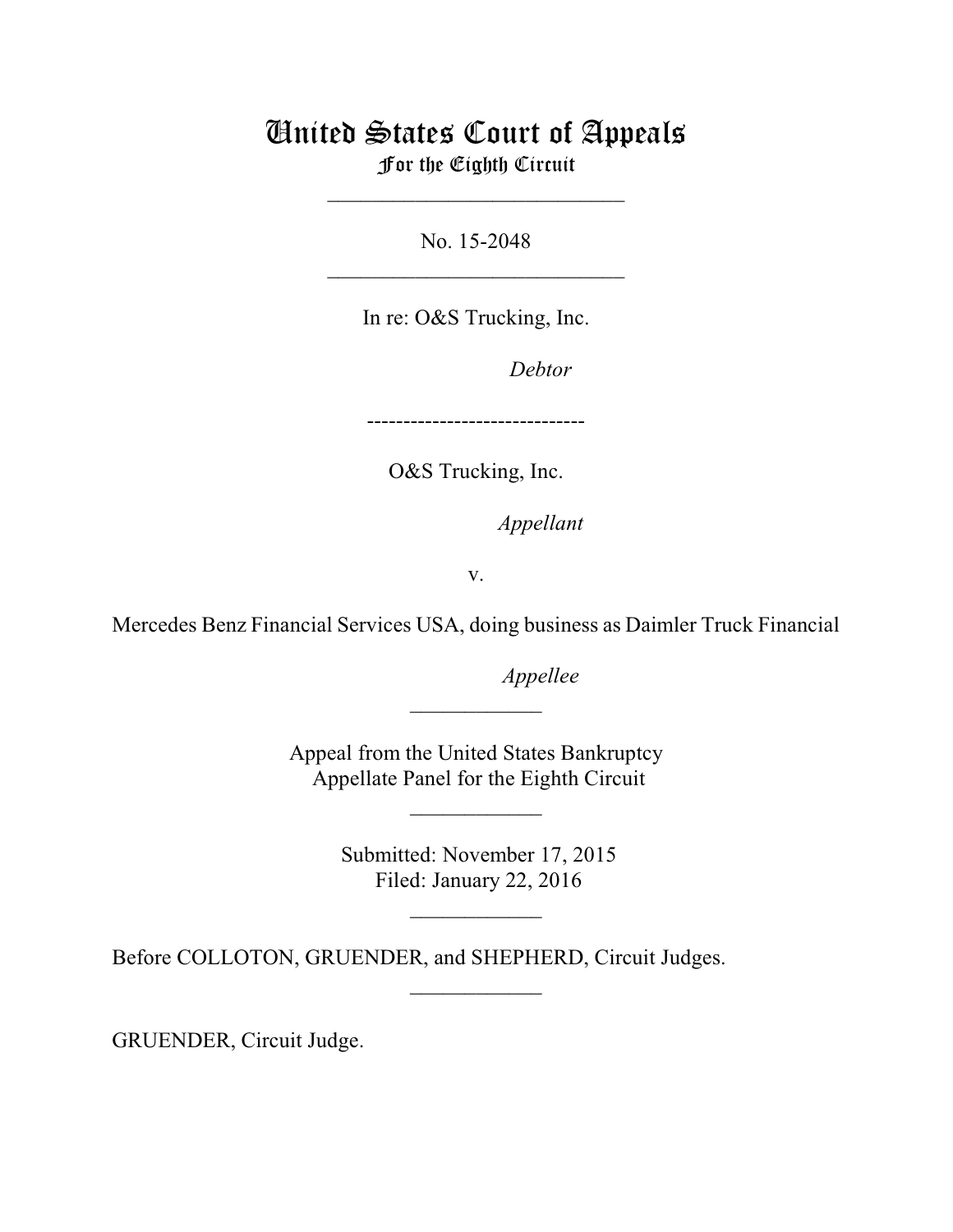# United States Court of Appeals
## For the Eighth Circuit

---

No. 15-2048

---

In re: O&S Trucking, Inc.

*Debtor*

------------------------------

O&S Trucking, Inc.

*Appellant*

v.

Mercedes Benz Financial Services USA, doing business as Daimler Truck Financial

*Appellee*

---

Appeal from the United States Bankruptcy Appellate Panel for the Eighth Circuit

---

Submitted: November 17, 2015
Filed: January 22, 2016

---

Before COLLOTON, GRUENDER, and SHEPHERD, Circuit Judges.

---

GRUENDER, Circuit Judge.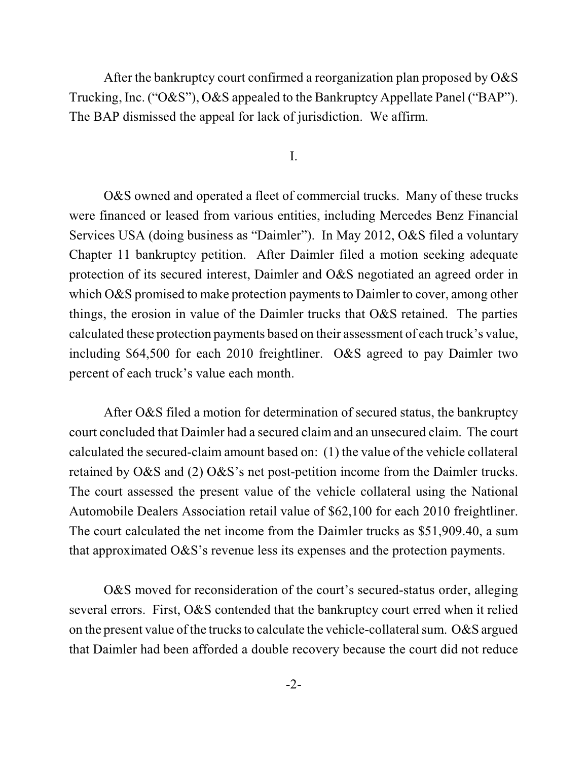After the bankruptcy court confirmed a reorganization plan proposed by O&S Trucking, Inc. ("O&S"), O&S appealed to the Bankruptcy Appellate Panel ("BAP"). The BAP dismissed the appeal for lack of jurisdiction. We affirm.

I.

O&S owned and operated a fleet of commercial trucks. Many of these trucks were financed or leased from various entities, including Mercedes Benz Financial Services USA (doing business as "Daimler"). In May 2012, O&S filed a voluntary Chapter 11 bankruptcy petition. After Daimler filed a motion seeking adequate protection of its secured interest, Daimler and O&S negotiated an agreed order in which O&S promised to make protection payments to Daimler to cover, among other things, the erosion in value of the Daimler trucks that O&S retained. The parties calculated these protection payments based on their assessment of each truck's value, including $64,500 for each 2010 freightliner. O&S agreed to pay Daimler two percent of each truck's value each month.

After O&S filed a motion for determination of secured status, the bankruptcy court concluded that Daimler had a secured claim and an unsecured claim. The court calculated the secured-claim amount based on: (1) the value of the vehicle collateral retained by O&S and (2) O&S's net post-petition income from the Daimler trucks. The court assessed the present value of the vehicle collateral using the National Automobile Dealers Association retail value of $62,100 for each 2010 freightliner. The court calculated the net income from the Daimler trucks as $51,909.40, a sum that approximated O&S's revenue less its expenses and the protection payments.

O&S moved for reconsideration of the court's secured-status order, alleging several errors. First, O&S contended that the bankruptcy court erred when it relied on the present value of the trucks to calculate the vehicle-collateral sum. O&S argued that Daimler had been afforded a double recovery because the court did not reduce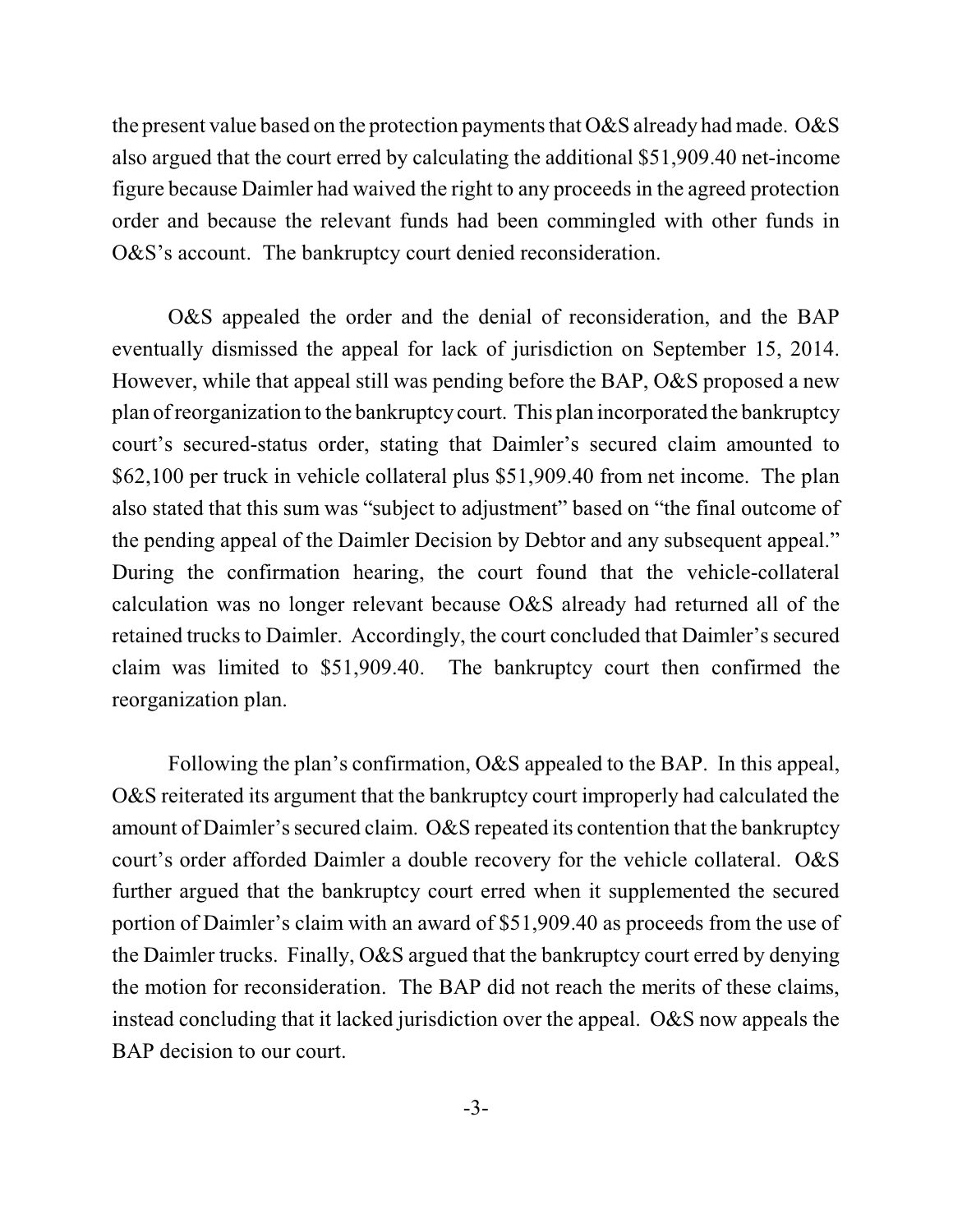the present value based on the protection payments that O&S already had made. O&S also argued that the court erred by calculating the additional $51,909.40 net-income figure because Daimler had waived the right to any proceeds in the agreed protection order and because the relevant funds had been commingled with other funds in O&S's account. The bankruptcy court denied reconsideration.

O&S appealed the order and the denial of reconsideration, and the BAP eventually dismissed the appeal for lack of jurisdiction on September 15, 2014. However, while that appeal still was pending before the BAP, O&S proposed a new plan of reorganization to the bankruptcy court. This plan incorporated the bankruptcy court's secured-status order, stating that Daimler's secured claim amounted to $62,100 per truck in vehicle collateral plus $51,909.40 from net income. The plan also stated that this sum was "subject to adjustment" based on "the final outcome of the pending appeal of the Daimler Decision by Debtor and any subsequent appeal." During the confirmation hearing, the court found that the vehicle-collateral calculation was no longer relevant because O&S already had returned all of the retained trucks to Daimler. Accordingly, the court concluded that Daimler's secured claim was limited to $51,909.40. The bankruptcy court then confirmed the reorganization plan.

Following the plan's confirmation, O&S appealed to the BAP. In this appeal, O&S reiterated its argument that the bankruptcy court improperly had calculated the amount of Daimler's secured claim. O&S repeated its contention that the bankruptcy court's order afforded Daimler a double recovery for the vehicle collateral. O&S further argued that the bankruptcy court erred when it supplemented the secured portion of Daimler's claim with an award of $51,909.40 as proceeds from the use of the Daimler trucks. Finally, O&S argued that the bankruptcy court erred by denying the motion for reconsideration. The BAP did not reach the merits of these claims, instead concluding that it lacked jurisdiction over the appeal. O&S now appeals the BAP decision to our court.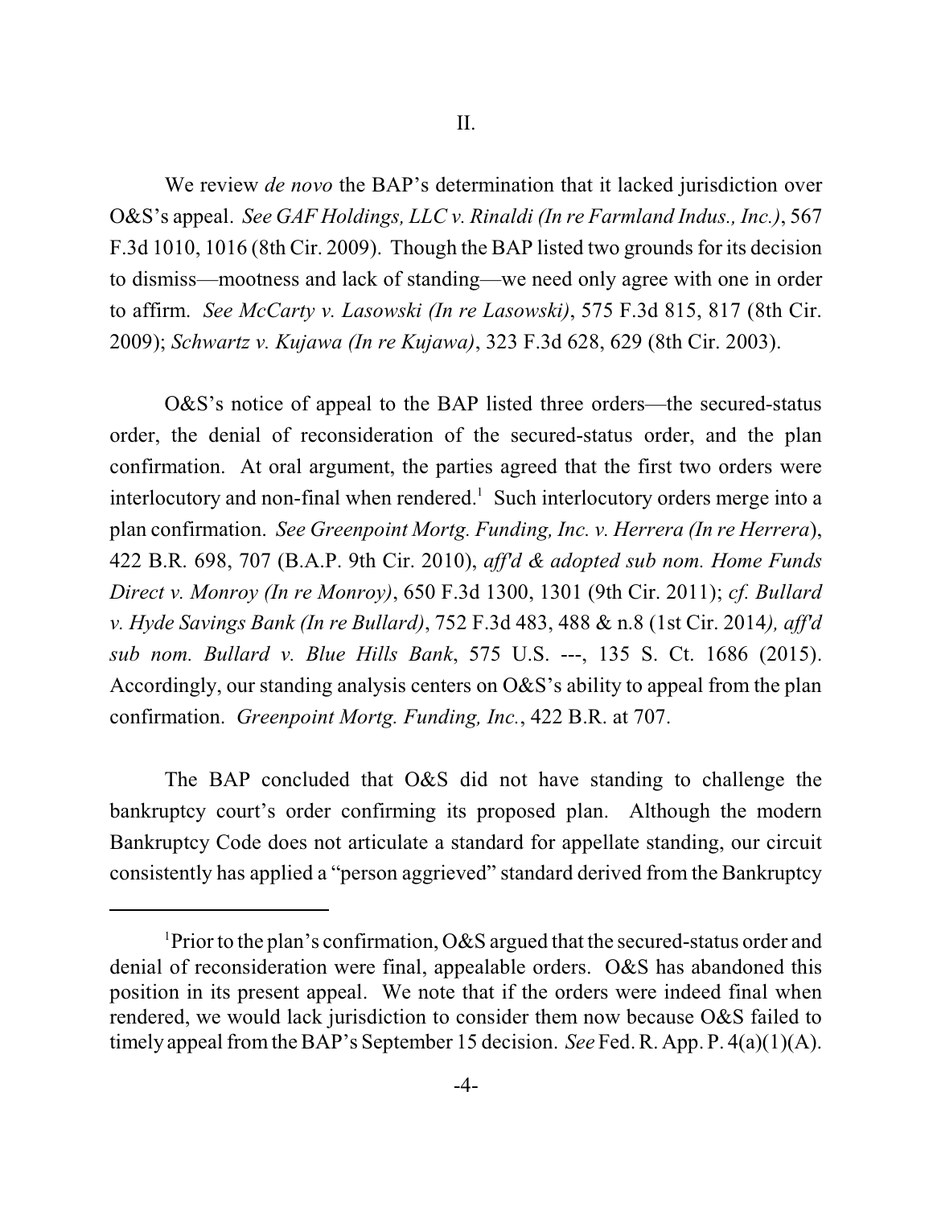II.

We review *de novo* the BAP's determination that it lacked jurisdiction over O&S's appeal. *See GAF Holdings, LLC v. Rinaldi (In re Farmland Indus., Inc.)*, 567 F.3d 1010, 1016 (8th Cir. 2009). Though the BAP listed two grounds for its decision to dismiss—mootness and lack of standing—we need only agree with one in order to affirm. *See McCarty v. Lasowski (In re Lasowski)*, 575 F.3d 815, 817 (8th Cir. 2009); *Schwartz v. Kujawa (In re Kujawa)*, 323 F.3d 628, 629 (8th Cir. 2003).

O&S's notice of appeal to the BAP listed three orders—the secured-status order, the denial of reconsideration of the secured-status order, and the plan confirmation. At oral argument, the parties agreed that the first two orders were interlocutory and non-final when rendered.[1] Such interlocutory orders merge into a plan confirmation. *See Greenpoint Mortg. Funding, Inc. v. Herrera (In re Herrera*), 422 B.R. 698, 707 (B.A.P. 9th Cir. 2010), *aff'd & adopted sub nom. Home Funds Direct v. Monroy (In re Monroy)*, 650 F.3d 1300, 1301 (9th Cir. 2011); *cf. Bullard v. Hyde Savings Bank (In re Bullard)*, 752 F.3d 483, 488 & n.8 (1st Cir. 2014*), aff'd sub nom. Bullard v. Blue Hills Bank*, 575 U.S. ---, 135 S. Ct. 1686 (2015). Accordingly, our standing analysis centers on O&S's ability to appeal from the plan confirmation. *Greenpoint Mortg. Funding, Inc.*, 422 B.R. at 707.

The BAP concluded that O&S did not have standing to challenge the bankruptcy court's order confirming its proposed plan. Although the modern Bankruptcy Code does not articulate a standard for appellate standing, our circuit consistently has applied a "person aggrieved" standard derived from the Bankruptcy

[1] Prior to the plan's confirmation, O&S argued that the secured-status order and denial of reconsideration were final, appealable orders. O&S has abandoned this position in its present appeal. We note that if the orders were indeed final when rendered, we would lack jurisdiction to consider them now because O&S failed to timely appeal from the BAP's September 15 decision. *See* Fed. R. App. P. 4(a)(1)(A).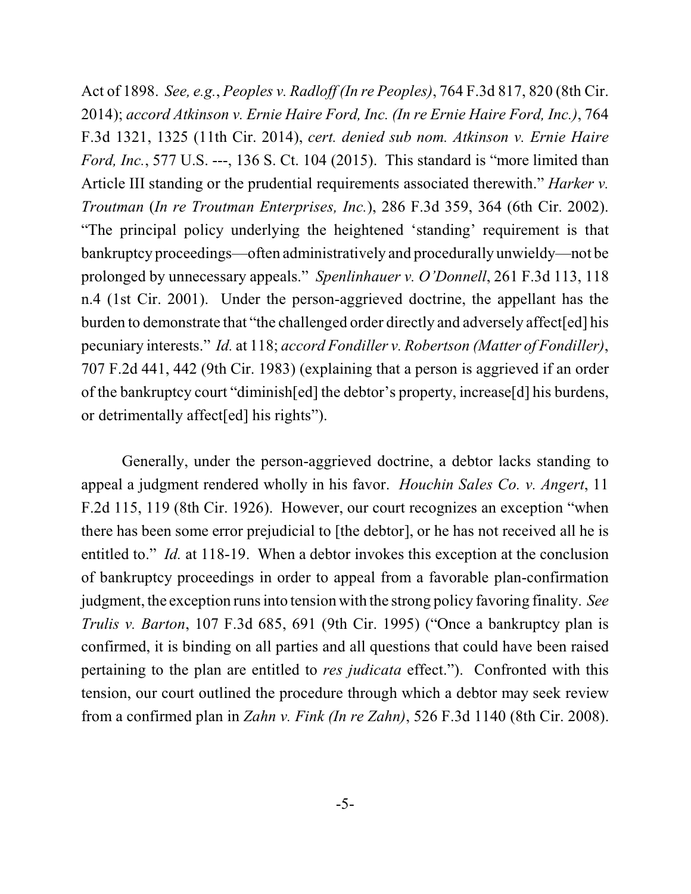Act of 1898. *See, e.g.*, *Peoples v. Radloff (In re Peoples)*, 764 F.3d 817, 820 (8th Cir. 2014); *accord Atkinson v. Ernie Haire Ford, Inc. (In re Ernie Haire Ford, Inc.)*, 764 F.3d 1321, 1325 (11th Cir. 2014), *cert. denied sub nom. Atkinson v. Ernie Haire Ford, Inc.*, 577 U.S. ---, 136 S. Ct. 104 (2015). This standard is "more limited than Article III standing or the prudential requirements associated therewith." *Harker v. Troutman* (*In re Troutman Enterprises, Inc.*), 286 F.3d 359, 364 (6th Cir. 2002). "The principal policy underlying the heightened 'standing' requirement is that bankruptcy proceedings—often administratively and procedurally unwieldy—not be prolonged by unnecessary appeals." *Spenlinhauer v. O'Donnell*, 261 F.3d 113, 118 n.4 (1st Cir. 2001). Under the person-aggrieved doctrine, the appellant has the burden to demonstrate that "the challenged order directly and adversely affect[ed] his pecuniary interests." *Id.* at 118; *accord Fondiller v. Robertson (Matter of Fondiller)*, 707 F.2d 441, 442 (9th Cir. 1983) (explaining that a person is aggrieved if an order of the bankruptcy court "diminish[ed] the debtor's property, increase[d] his burdens, or detrimentally affect[ed] his rights").

Generally, under the person-aggrieved doctrine, a debtor lacks standing to appeal a judgment rendered wholly in his favor. *Houchin Sales Co. v. Angert*, 11 F.2d 115, 119 (8th Cir. 1926). However, our court recognizes an exception "when there has been some error prejudicial to [the debtor], or he has not received all he is entitled to." *Id.* at 118-19. When a debtor invokes this exception at the conclusion of bankruptcy proceedings in order to appeal from a favorable plan-confirmation judgment, the exception runs into tension with the strong policy favoring finality. *See Trulis v. Barton*, 107 F.3d 685, 691 (9th Cir. 1995) ("Once a bankruptcy plan is confirmed, it is binding on all parties and all questions that could have been raised pertaining to the plan are entitled to *res judicata* effect."). Confronted with this tension, our court outlined the procedure through which a debtor may seek review from a confirmed plan in *Zahn v. Fink (In re Zahn)*, 526 F.3d 1140 (8th Cir. 2008).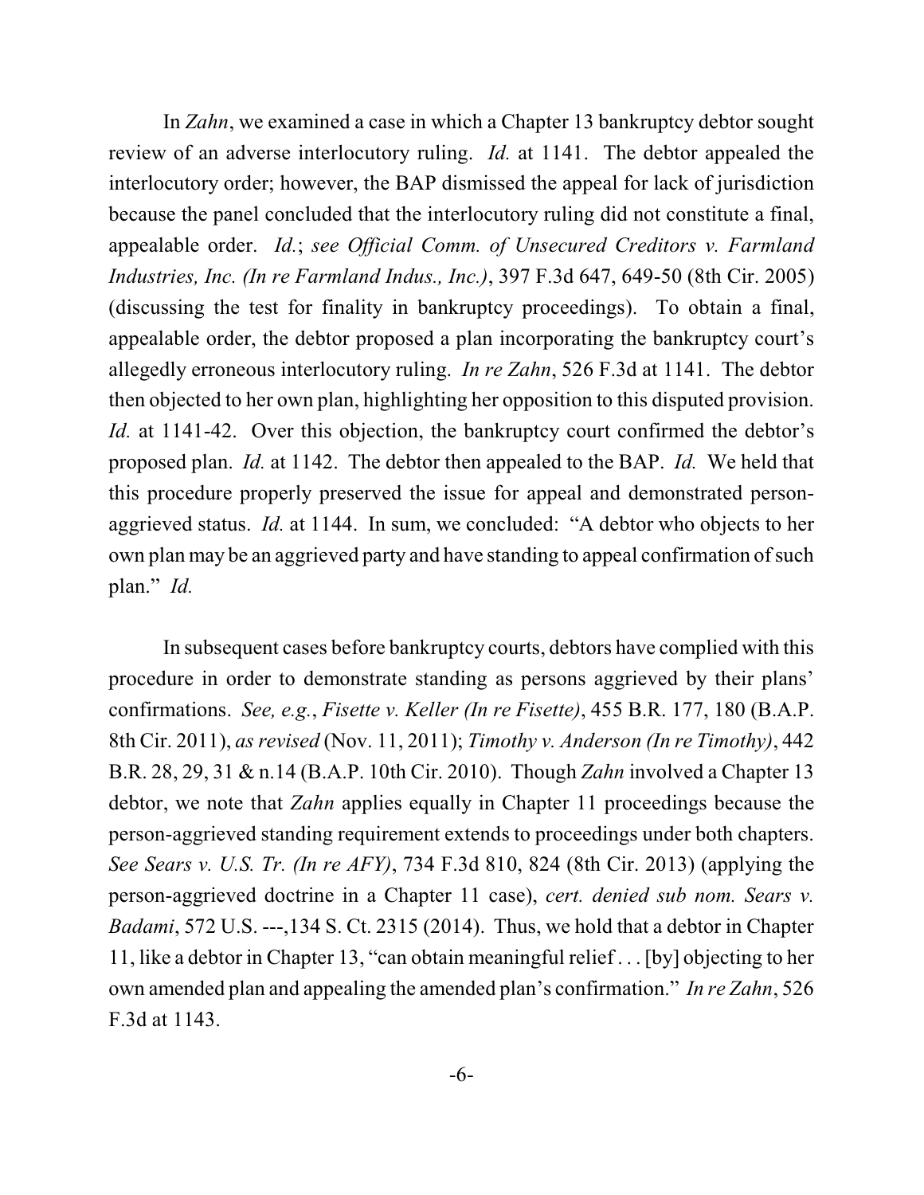In *Zahn*, we examined a case in which a Chapter 13 bankruptcy debtor sought review of an adverse interlocutory ruling. *Id.* at 1141. The debtor appealed the interlocutory order; however, the BAP dismissed the appeal for lack of jurisdiction because the panel concluded that the interlocutory ruling did not constitute a final, appealable order. *Id.*; *see Official Comm. of Unsecured Creditors v. Farmland Industries, Inc. (In re Farmland Indus., Inc.)*, 397 F.3d 647, 649-50 (8th Cir. 2005) (discussing the test for finality in bankruptcy proceedings). To obtain a final, appealable order, the debtor proposed a plan incorporating the bankruptcy court's allegedly erroneous interlocutory ruling. *In re Zahn*, 526 F.3d at 1141. The debtor then objected to her own plan, highlighting her opposition to this disputed provision. *Id.* at 1141-42. Over this objection, the bankruptcy court confirmed the debtor's proposed plan. *Id.* at 1142. The debtor then appealed to the BAP. *Id.* We held that this procedure properly preserved the issue for appeal and demonstrated person-aggrieved status. *Id.* at 1144. In sum, we concluded: "A debtor who objects to her own plan may be an aggrieved party and have standing to appeal confirmation of such plan." *Id.*

In subsequent cases before bankruptcy courts, debtors have complied with this procedure in order to demonstrate standing as persons aggrieved by their plans' confirmations. *See, e.g.*, *Fisette v. Keller (In re Fisette)*, 455 B.R. 177, 180 (B.A.P. 8th Cir. 2011), *as revised* (Nov. 11, 2011); *Timothy v. Anderson (In re Timothy)*, 442 B.R. 28, 29, 31 & n.14 (B.A.P. 10th Cir. 2010). Though *Zahn* involved a Chapter 13 debtor, we note that *Zahn* applies equally in Chapter 11 proceedings because the person-aggrieved standing requirement extends to proceedings under both chapters. *See Sears v. U.S. Tr. (In re AFY)*, 734 F.3d 810, 824 (8th Cir. 2013) (applying the person-aggrieved doctrine in a Chapter 11 case), *cert. denied sub nom. Sears v. Badami*, 572 U.S. ---,134 S. Ct. 2315 (2014). Thus, we hold that a debtor in Chapter 11, like a debtor in Chapter 13, "can obtain meaningful relief . . . [by] objecting to her own amended plan and appealing the amended plan's confirmation." *In re Zahn*, 526 F.3d at 1143.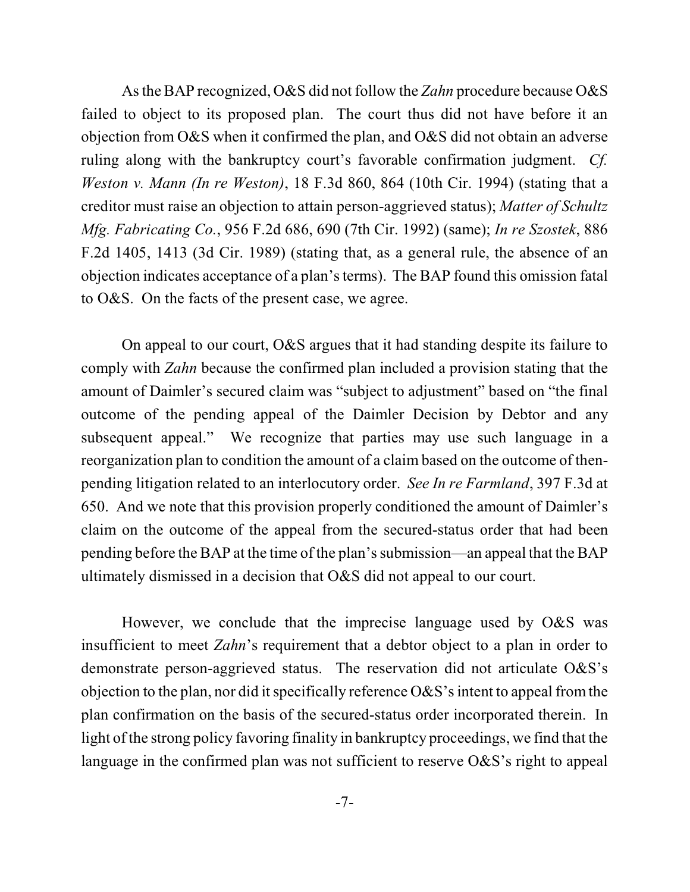As the BAP recognized, O&S did not follow the *Zahn* procedure because O&S failed to object to its proposed plan. The court thus did not have before it an objection from O&S when it confirmed the plan, and O&S did not obtain an adverse ruling along with the bankruptcy court's favorable confirmation judgment. *Cf. Weston v. Mann (In re Weston)*, 18 F.3d 860, 864 (10th Cir. 1994) (stating that a creditor must raise an objection to attain person-aggrieved status); *Matter of Schultz Mfg. Fabricating Co.*, 956 F.2d 686, 690 (7th Cir. 1992) (same); *In re Szostek*, 886 F.2d 1405, 1413 (3d Cir. 1989) (stating that, as a general rule, the absence of an objection indicates acceptance of a plan's terms). The BAP found this omission fatal to O&S. On the facts of the present case, we agree.

On appeal to our court, O&S argues that it had standing despite its failure to comply with *Zahn* because the confirmed plan included a provision stating that the amount of Daimler's secured claim was "subject to adjustment" based on "the final outcome of the pending appeal of the Daimler Decision by Debtor and any subsequent appeal." We recognize that parties may use such language in a reorganization plan to condition the amount of a claim based on the outcome of then-pending litigation related to an interlocutory order. *See In re Farmland*, 397 F.3d at 650. And we note that this provision properly conditioned the amount of Daimler's claim on the outcome of the appeal from the secured-status order that had been pending before the BAP at the time of the plan's submission—an appeal that the BAP ultimately dismissed in a decision that O&S did not appeal to our court.

However, we conclude that the imprecise language used by O&S was insufficient to meet *Zahn*'s requirement that a debtor object to a plan in order to demonstrate person-aggrieved status. The reservation did not articulate O&S's objection to the plan, nor did it specifically reference O&S's intent to appeal from the plan confirmation on the basis of the secured-status order incorporated therein. In light of the strong policy favoring finality in bankruptcy proceedings, we find that the language in the confirmed plan was not sufficient to reserve O&S's right to appeal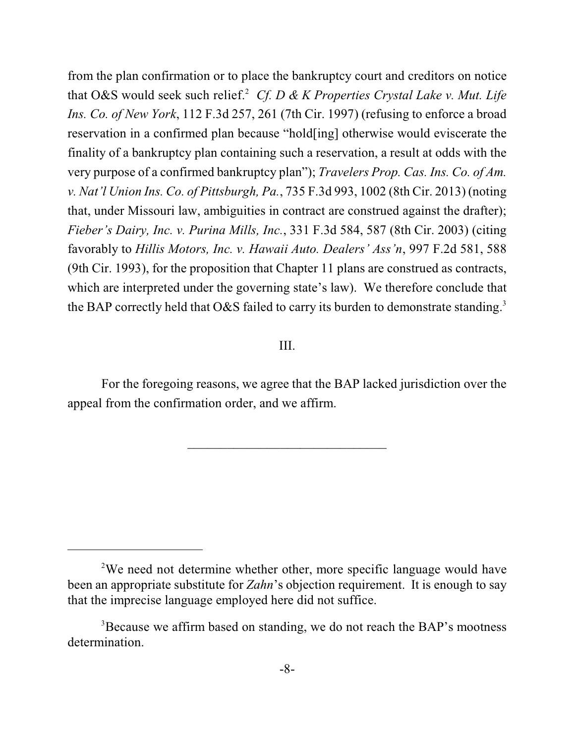from the plan confirmation or to place the bankruptcy court and creditors on notice that O&S would seek such relief.[2] *Cf. D & K Properties Crystal Lake v. Mut. Life Ins. Co. of New York*, 112 F.3d 257, 261 (7th Cir. 1997) (refusing to enforce a broad reservation in a confirmed plan because "hold[ing] otherwise would eviscerate the finality of a bankruptcy plan containing such a reservation, a result at odds with the very purpose of a confirmed bankruptcy plan"); *Travelers Prop. Cas. Ins. Co. of Am. v. Nat'l Union Ins. Co. of Pittsburgh, Pa.*, 735 F.3d 993, 1002 (8th Cir. 2013) (noting that, under Missouri law, ambiguities in contract are construed against the drafter); *Fieber's Dairy, Inc. v. Purina Mills, Inc.*, 331 F.3d 584, 587 (8th Cir. 2003) (citing favorably to *Hillis Motors, Inc. v. Hawaii Auto. Dealers' Ass'n*, 997 F.2d 581, 588 (9th Cir. 1993), for the proposition that Chapter 11 plans are construed as contracts, which are interpreted under the governing state's law). We therefore conclude that the BAP correctly held that O&S failed to carry its burden to demonstrate standing.[3]

## III.

For the foregoing reasons, we agree that the BAP lacked jurisdiction over the appeal from the confirmation order, and we affirm.

______________________________

[2] We need not determine whether other, more specific language would have been an appropriate substitute for *Zahn*'s objection requirement. It is enough to say that the imprecise language employed here did not suffice.

[3] Because we affirm based on standing, we do not reach the BAP's mootness determination.